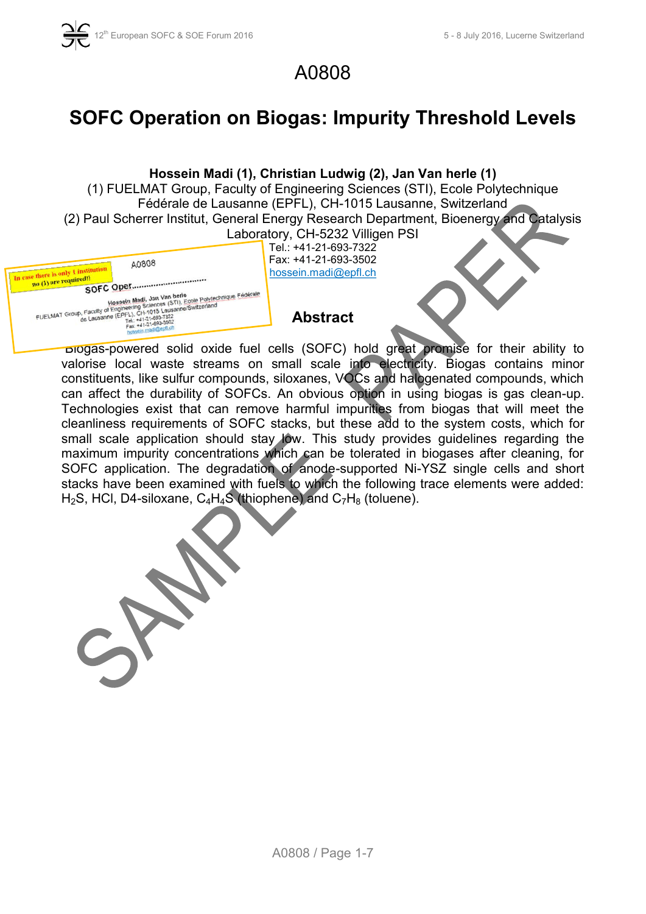# A0808

# SOFC Operation on Biogas: Impurity Threshold Levels

**Hossein Madi (1), Christian Ludwig (2), Jan Van herle (1)**

(1) FUELMAT Group, Faculty of Engineering Sciences (STI), Ecole Polytechnique Fédérale de Lausanne (EPFL), CH-1015 Lausanne, Switzerland

(2) Paul Scherrer Institut, General Energy Research Department, Bioenergy and Catalysis Laboratory, CH-5232 Villigen PSI

Tel.: +41-21-693-7322

Fax: +41-21-693-3502

hossein.madi@epfl.ch

## Abstract

Biogas-powered solid oxide fuel cells (SOFC) hold great promise for their ability to valorise local waste streams on small scale into electricity. Biogas contains minor constituents, like sulfur compounds, siloxanes, VOCs and halogenated compounds, which can affect the durability of SOFCs. An obvious option in using biogas is gas clean-up. Technologies exist that can remove harmful impurities from biogas that will meet the cleanliness requirements of SOFC stacks, but these add to the system costs, which for small scale application should stay low. This study provides guidelines regarding the maximum impurity concentrations which can be tolerated in biogases after cleaning, for SOFC application. The degradation of anode-supported Ni-YSZ single cells and short stacks have been examined with fuels to which the following trace elements were added: $H_2S$, HCl, D4-siloxane, $C_4H_4S$ (thiophene) and $C_7H_8$ (toluene).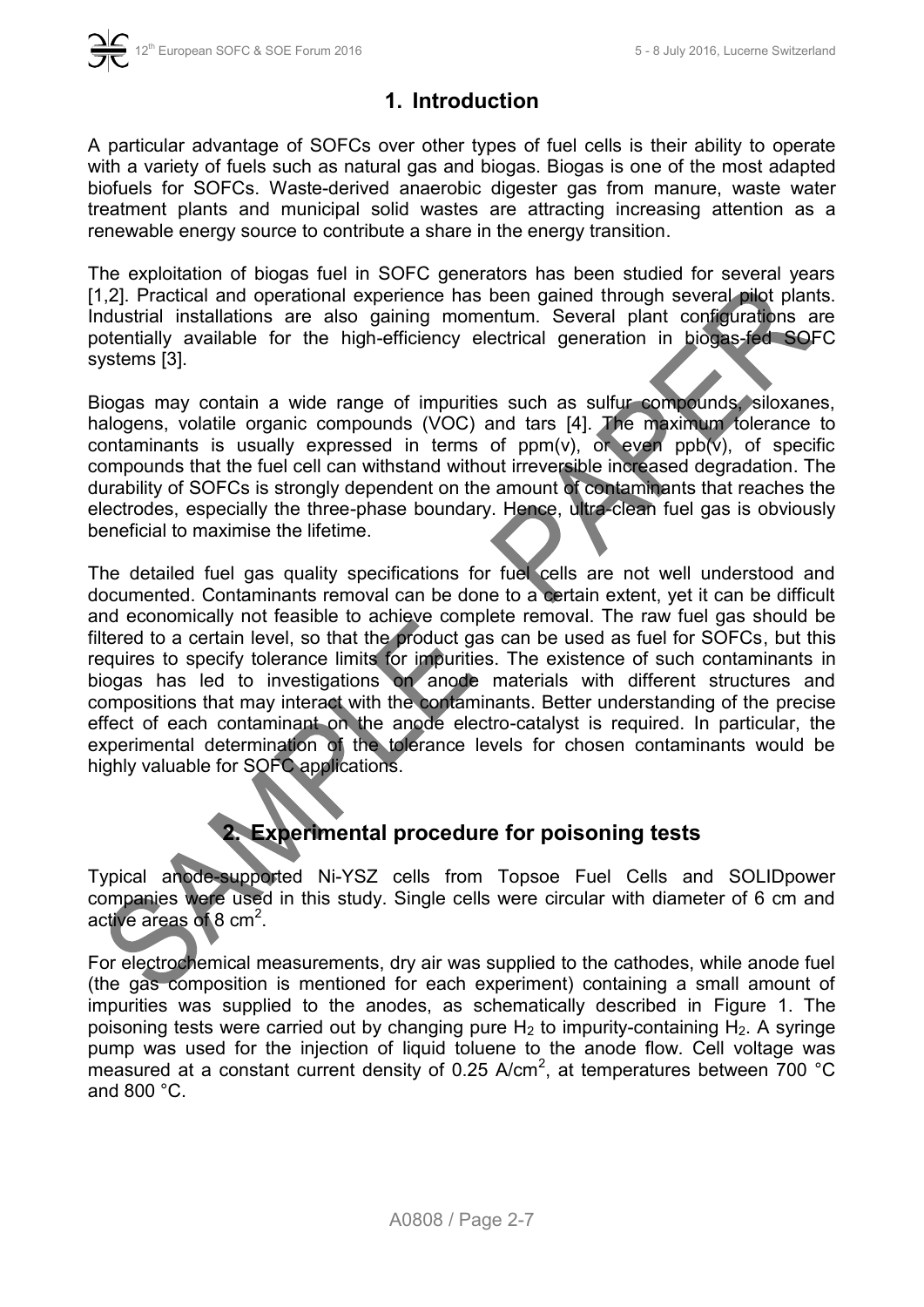## 1. Introduction

A particular advantage of SOFCs over other types of fuel cells is their ability to operate with a variety of fuels such as natural gas and biogas. Biogas is one of the most adapted biofuels for SOFCs. Waste-derived anaerobic digester gas from manure, waste water treatment plants and municipal solid wastes are attracting increasing attention as a renewable energy source to contribute a share in the energy transition.

The exploitation of biogas fuel in SOFC generators has been studied for several years [1,2]. Practical and operational experience has been gained through several pilot plants. Industrial installations are also gaining momentum. Several plant configurations are potentially available for the high-efficiency electrical generation in biogas-fed SOFC systems [3].

Biogas may contain a wide range of impurities such as sulfur compounds, siloxanes, halogens, volatile organic compounds (VOC) and tars [4]. The maximum tolerance to contaminants is usually expressed in terms of ppm(v), or even ppb(v), of specific compounds that the fuel cell can withstand without irreversible increased degradation. The durability of SOFCs is strongly dependent on the amount of contaminants that reaches the electrodes, especially the three-phase boundary. Hence, ultra-clean fuel gas is obviously beneficial to maximise the lifetime.

The detailed fuel gas quality specifications for fuel cells are not well understood and documented. Contaminants removal can be done to a certain extent, yet it can be difficult and economically not feasible to achieve complete removal. The raw fuel gas should be filtered to a certain level, so that the product gas can be used as fuel for SOFCs, but this requires to specify tolerance limits for impurities. The existence of such contaminants in biogas has led to investigations on anode materials with different structures and compositions that may interact with the contaminants. Better understanding of the precise effect of each contaminant on the anode electro-catalyst is required. In particular, the experimental determination of the tolerance levels for chosen contaminants would be highly valuable for SOFC applications.

## 2. Experimental procedure for poisoning tests

Typical anode-supported Ni-YSZ cells from Topsoe Fuel Cells and SOLIDpower companies were used in this study. Single cells were circular with diameter of 6 cm and active areas of 8 cm$^2$.

For electrochemical measurements, dry air was supplied to the cathodes, while anode fuel (the gas composition is mentioned for each experiment) containing a small amount of impurities was supplied to the anodes, as schematically described in Figure 1. The poisoning tests were carried out by changing pure $H_2$ to impurity-containing $H_2$. A syringe pump was used for the injection of liquid toluene to the anode flow. Cell voltage was measured at a constant current density of 0.25 A/cm$^2$, at temperatures between 700 °C and 800 °C.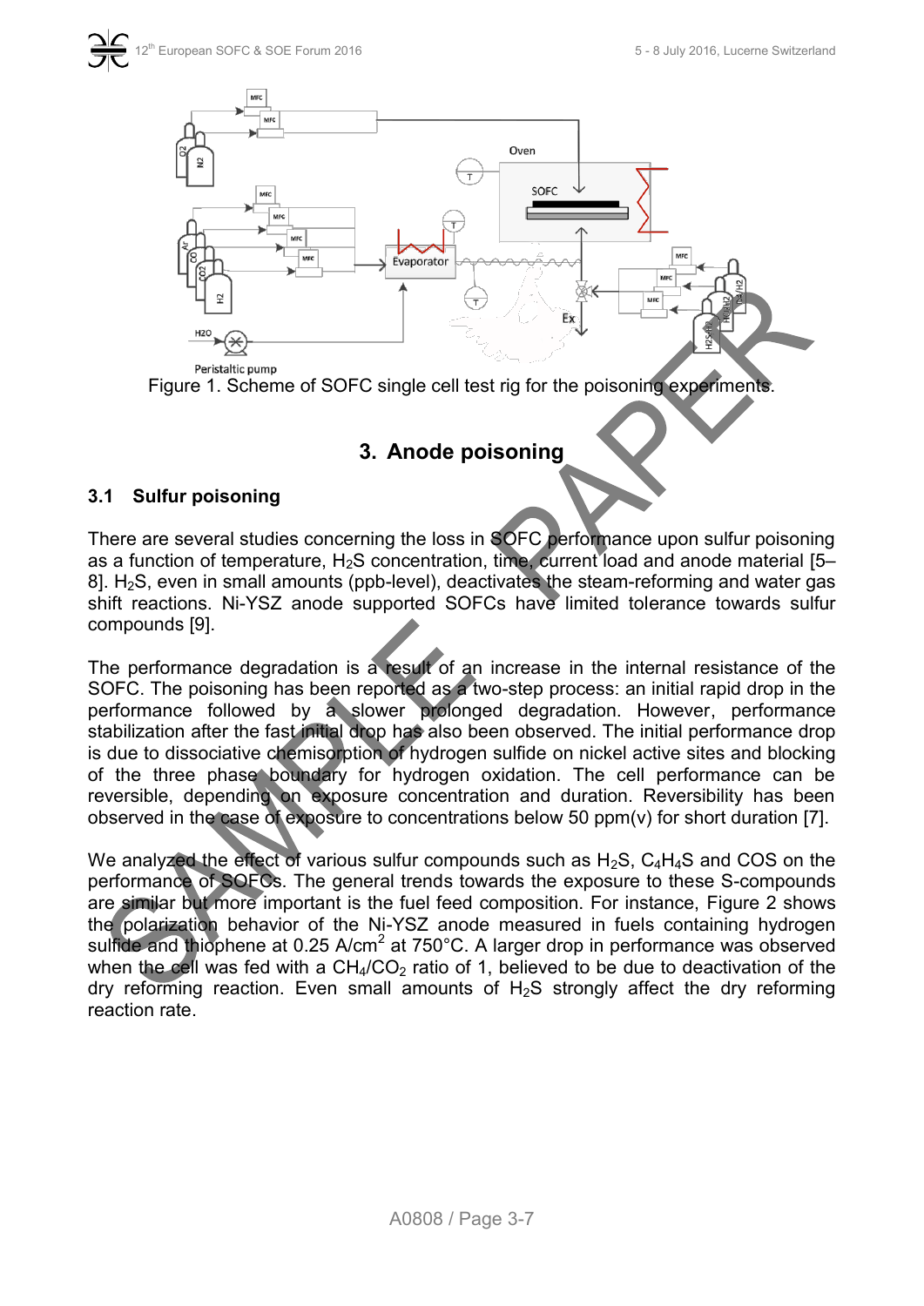Figure 1. Scheme of SOFC single cell test rig for the poisoning experiments.

## 3. Anode poisoning

### 3.1 Sulfur poisoning

There are several studies concerning the loss in SOFC performance upon sulfur poisoning as a function of temperature, $H_2S$ concentration, time, current load and anode material [5–8]. $H_2S$, even in small amounts (ppb-level), deactivates the steam-reforming and water gas shift reactions. Ni-YSZ anode supported SOFCs have limited tolerance towards sulfur compounds [9].

The performance degradation is a result of an increase in the internal resistance of the SOFC. The poisoning has been reported as a two-step process: an initial rapid drop in the performance followed by a slower prolonged degradation. However, performance stabilization after the fast initial drop has also been observed. The initial performance drop is due to dissociative chemisorption of hydrogen sulfide on nickel active sites and blocking of the three phase boundary for hydrogen oxidation. The cell performance can be reversible, depending on exposure concentration and duration. Reversibility has been observed in the case of exposure to concentrations below 50 ppm(v) for short duration [7].

We analyzed the effect of various sulfur compounds such as $H_2S$, $C_4H_4S$ and COS on the performance of SOFCs. The general trends towards the exposure to these S-compounds are similar but more important is the fuel feed composition. For instance, Figure 2 shows the polarization behavior of the Ni-YSZ anode measured in fuels containing hydrogen sulfide and thiophene at 0.25 A/cm$^2$ at 750°C. A larger drop in performance was observed when the cell was fed with a $CH_4/CO_2$ ratio of 1, believed to be due to deactivation of the dry reforming reaction. Even small amounts of $H_2S$ strongly affect the dry reforming reaction rate.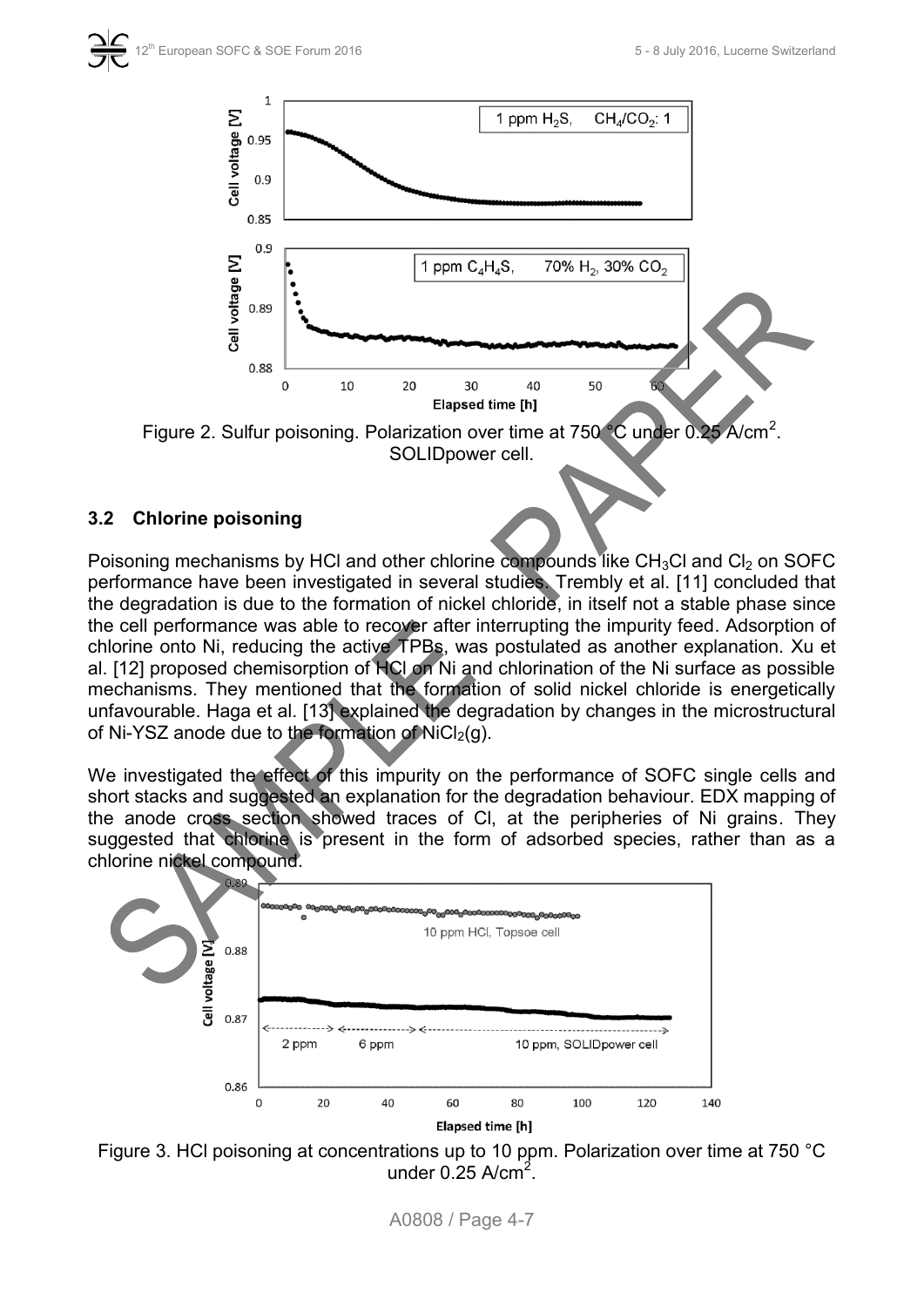Figure 2. Sulfur poisoning. Polarization over time at 750 °C under 0.25 A/cm$^2$. SOLIDpower cell.

## 3.2 Chlorine poisoning

Poisoning mechanisms by HCl and other chlorine compounds like $CH_3Cl$ and $Cl_2$ on SOFC performance have been investigated in several studies. Trembly et al. [11] concluded that the degradation is due to the formation of nickel chloride, in itself not a stable phase since the cell performance was able to recover after interrupting the impurity feed. Adsorption of chlorine onto Ni, reducing the active TPBs, was postulated as another explanation. Xu et al. [12] proposed chemisorption of HCl on Ni and chlorination of the Ni surface as possible mechanisms. They mentioned that the formation of solid nickel chloride is energetically unfavourable. Haga et al. [13] explained the degradation by changes in the microstructural of Ni-YSZ anode due to the formation of $NiCl_2$(g).

We investigated the effect of this impurity on the performance of SOFC single cells and short stacks and suggested an explanation for the degradation behaviour. EDX mapping of the anode cross section showed traces of Cl, at the peripheries of Ni grains. They suggested that chlorine is present in the form of adsorbed species, rather than as a chlorine nickel compound.

Figure 3. HCl poisoning at concentrations up to 10 ppm. Polarization over time at 750 °C under 0.25 A/cm$^2$.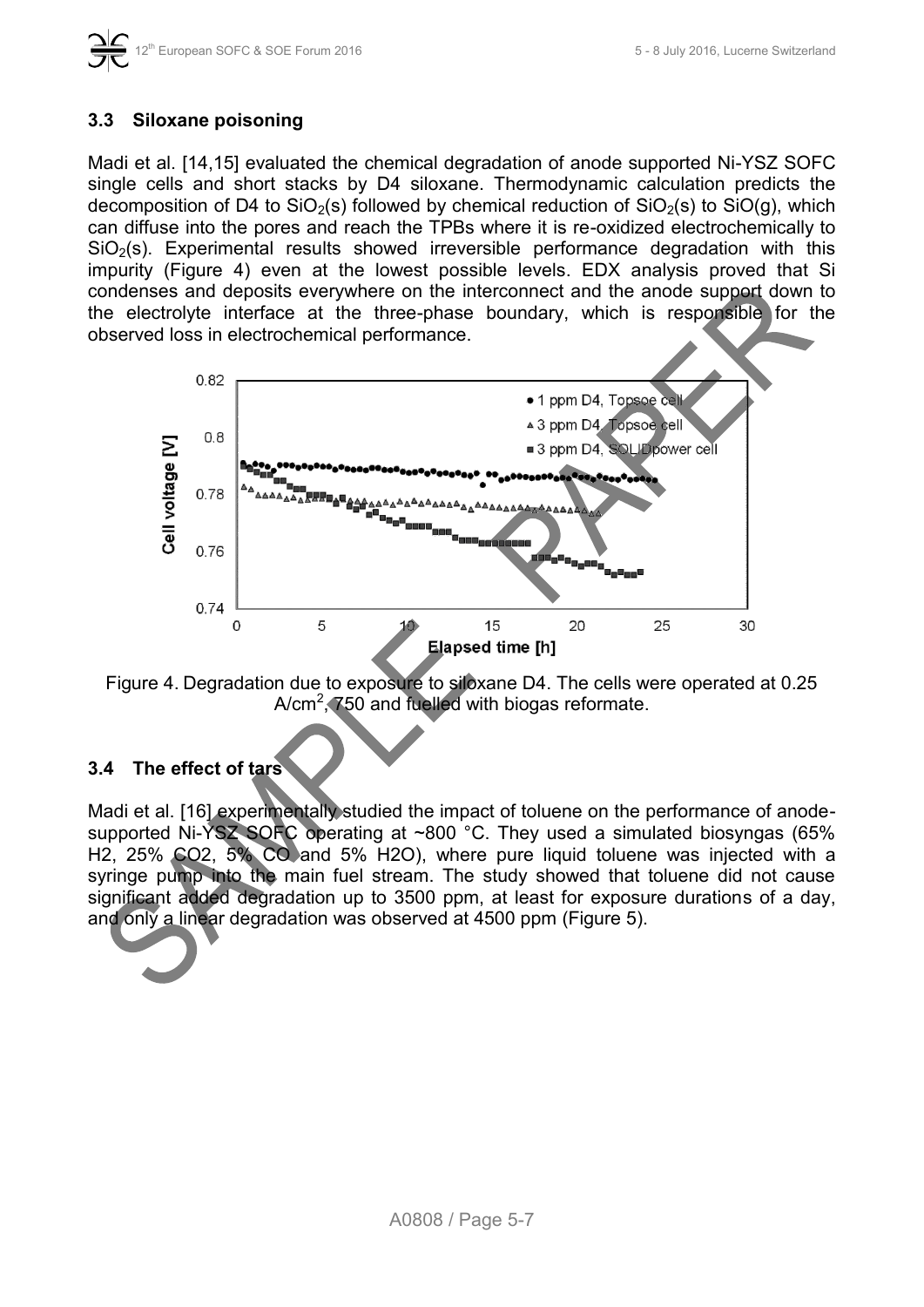### 3.3 Siloxane poisoning

Madi et al. [14,15] evaluated the chemical degradation of anode supported Ni-YSZ SOFC single cells and short stacks by D4 siloxane. Thermodynamic calculation predicts the decomposition of D4 to $SiO_2$(s) followed by chemical reduction of $SiO_2$(s) to SiO(g), which can diffuse into the pores and reach the TPBs where it is re-oxidized electrochemically to $SiO_2$(s). Experimental results showed irreversible performance degradation with this impurity (Figure 4) even at the lowest possible levels. EDX analysis proved that Si condenses and deposits everywhere on the interconnect and the anode support down to the electrolyte interface at the three-phase boundary, which is responsible for the observed loss in electrochemical performance.

Figure 4. Degradation due to exposure to siloxane D4. The cells were operated at 0.25 A/cm$^2$, 750 and fuelled with biogas reformate.

### 3.4 The effect of tars

Madi et al. [16] experimentally studied the impact of toluene on the performance of anode-supported Ni-YSZ SOFC operating at ~800 °C. They used a simulated biosyngas (65% $H_2$, 25% $CO_2$, 5% CO and 5% $H_2O$), where pure liquid toluene was injected with a syringe pump into the main fuel stream. The study showed that toluene did not cause significant added degradation up to 3500 ppm, at least for exposure durations of a day, and only a linear degradation was observed at 4500 ppm (Figure 5).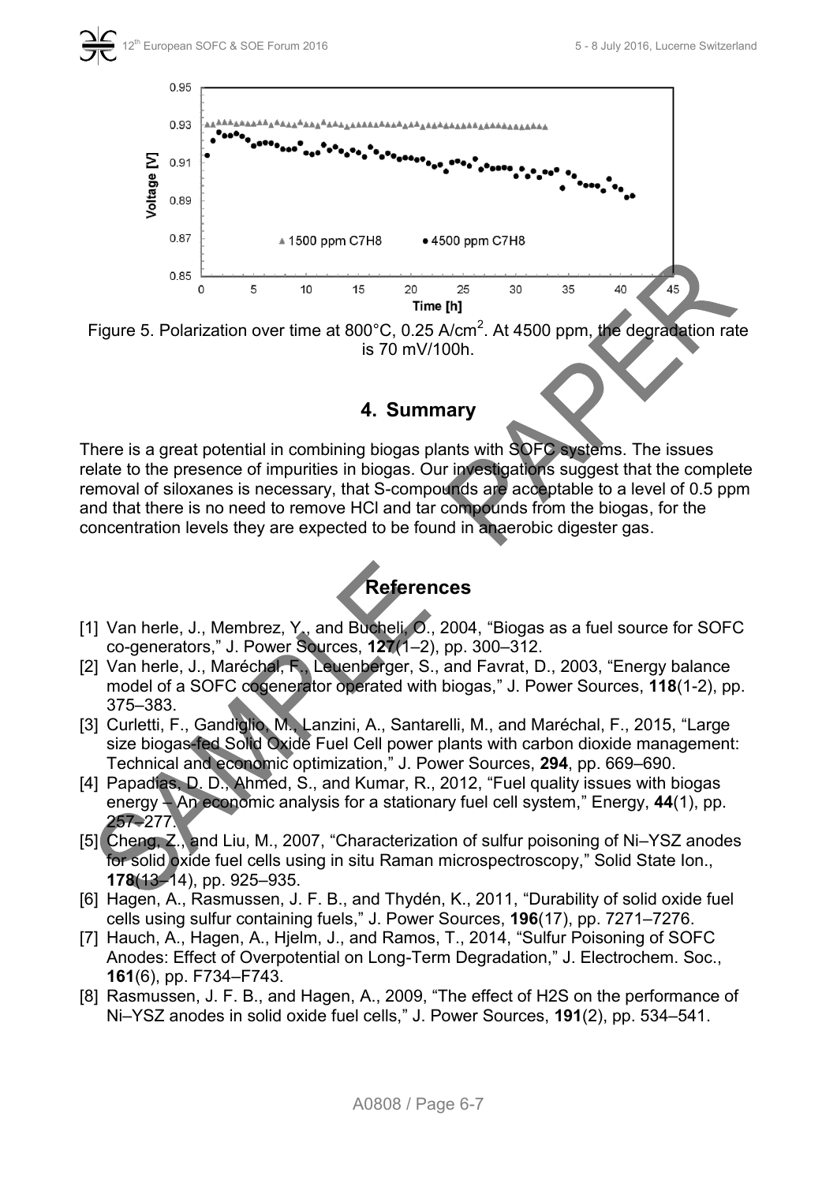Figure 5. Polarization over time at 800°C, 0.25 A/cm$^2$. At 4500 ppm, the degradation rate is 70 mV/100h.

## 4. Summary

There is a great potential in combining biogas plants with SOFC systems. The issues relate to the presence of impurities in biogas. Our investigations suggest that the complete removal of siloxanes is necessary, that S-compounds are acceptable to a level of 0.5 ppm and that there is no need to remove HCl and tar compounds from the biogas, for the concentration levels they are expected to be found in anaerobic digester gas.

## References

[1] Van herle, J., Membrez, Y., and Bucheli, O., 2004, "Biogas as a fuel source for SOFC co-generators," J. Power Sources, **127**(1–2), pp. 300–312.

[2] Van herle, J., Maréchal, F., Leuenberger, S., and Favrat, D., 2003, "Energy balance model of a SOFC cogenerator operated with biogas," J. Power Sources, **118**(1-2), pp. 375–383.

[3] Curletti, F., Gandiglio, M., Lanzini, A., Santarelli, M., and Maréchal, F., 2015, "Large size biogas-fed Solid Oxide Fuel Cell power plants with carbon dioxide management: Technical and economic optimization," J. Power Sources, **294**, pp. 669–690.

[4] Papadias, D. D., Ahmed, S., and Kumar, R., 2012, "Fuel quality issues with biogas energy – An economic analysis for a stationary fuel cell system," Energy, **44**(1), pp. 257–277.

[5] Cheng, Z., and Liu, M., 2007, "Characterization of sulfur poisoning of Ni–YSZ anodes for solid oxide fuel cells using in situ Raman microspectroscopy," Solid State Ion., **178**(13–14), pp. 925–935.

[6] Hagen, A., Rasmussen, J. F. B., and Thydén, K., 2011, "Durability of solid oxide fuel cells using sulfur containing fuels," J. Power Sources, **196**(17), pp. 7271–7276.

[7] Hauch, A., Hagen, A., Hjelm, J., and Ramos, T., 2014, "Sulfur Poisoning of SOFC Anodes: Effect of Overpotential on Long-Term Degradation," J. Electrochem. Soc., **161**(6), pp. F734–F743.

[8] Rasmussen, J. F. B., and Hagen, A., 2009, "The effect of H2S on the performance of Ni–YSZ anodes in solid oxide fuel cells," J. Power Sources, **191**(2), pp. 534–541.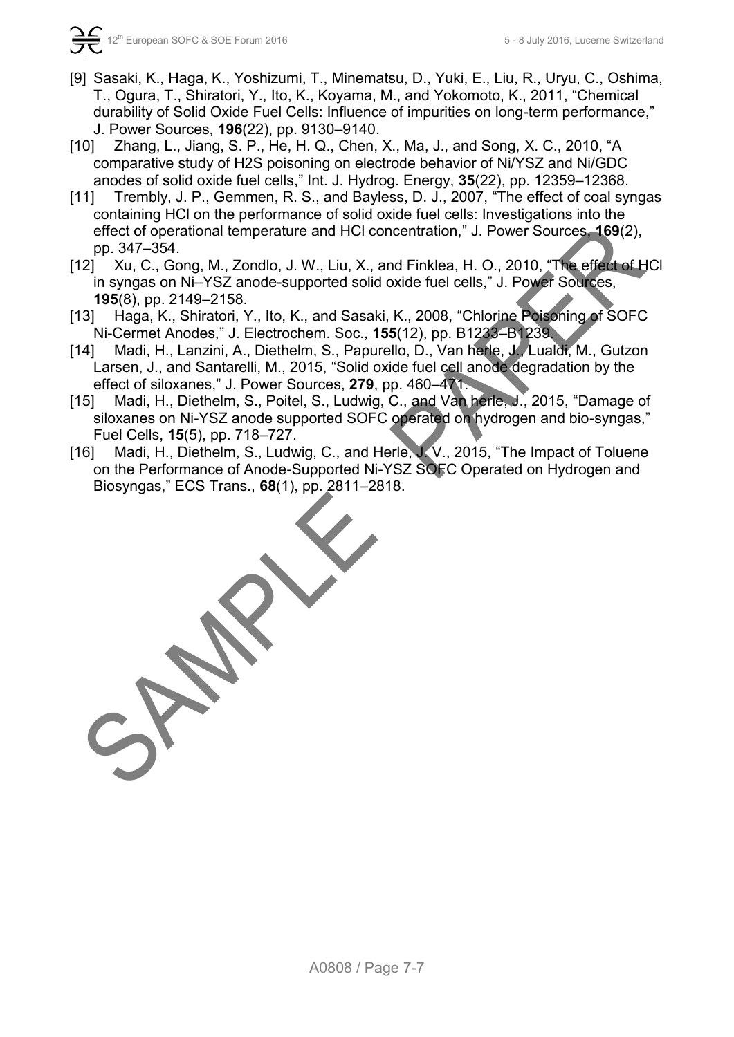[9] Sasaki, K., Haga, K., Yoshizumi, T., Minematsu, D., Yuki, E., Liu, R., Uryu, C., Oshima, T., Ogura, T., Shiratori, Y., Ito, K., Koyama, M., and Yokomoto, K., 2011, "Chemical durability of Solid Oxide Fuel Cells: Influence of impurities on long-term performance," J. Power Sources, **196**(22), pp. 9130–9140.

[10] Zhang, L., Jiang, S. P., He, H. Q., Chen, X., Ma, J., and Song, X. C., 2010, "A comparative study of H2S poisoning on electrode behavior of Ni/YSZ and Ni/GDC anodes of solid oxide fuel cells," Int. J. Hydrog. Energy, **35**(22), pp. 12359–12368.

[11] Trembly, J. P., Gemmen, R. S., and Bayless, D. J., 2007, "The effect of coal syngas containing HCl on the performance of solid oxide fuel cells: Investigations into the effect of operational temperature and HCl concentration," J. Power Sources, **169**(2), pp. 347–354.

[12] Xu, C., Gong, M., Zondlo, J. W., Liu, X., and Finklea, H. O., 2010, "The effect of HCl in syngas on Ni–YSZ anode-supported solid oxide fuel cells," J. Power Sources, **195**(8), pp. 2149–2158.

[13] Haga, K., Shiratori, Y., Ito, K., and Sasaki, K., 2008, "Chlorine Poisoning of SOFC Ni-Cermet Anodes," J. Electrochem. Soc., **155**(12), pp. B1233–B1239.

[14] Madi, H., Lanzini, A., Diethelm, S., Papurello, D., Van herle, J., Lualdi, M., Gutzon Larsen, J., and Santarelli, M., 2015, "Solid oxide fuel cell anode degradation by the effect of siloxanes," J. Power Sources, **279**, pp. 460–471.

[15] Madi, H., Diethelm, S., Poitel, S., Ludwig, C., and Van herle, J., 2015, "Damage of siloxanes on Ni-YSZ anode supported SOFC operated on hydrogen and bio-syngas," Fuel Cells, **15**(5), pp. 718–727.

[16] Madi, H., Diethelm, S., Ludwig, C., and Herle, J. V., 2015, "The Impact of Toluene on the Performance of Anode-Supported Ni-YSZ SOFC Operated on Hydrogen and Biosyngas," ECS Trans., **68**(1), pp. 2811–2818.